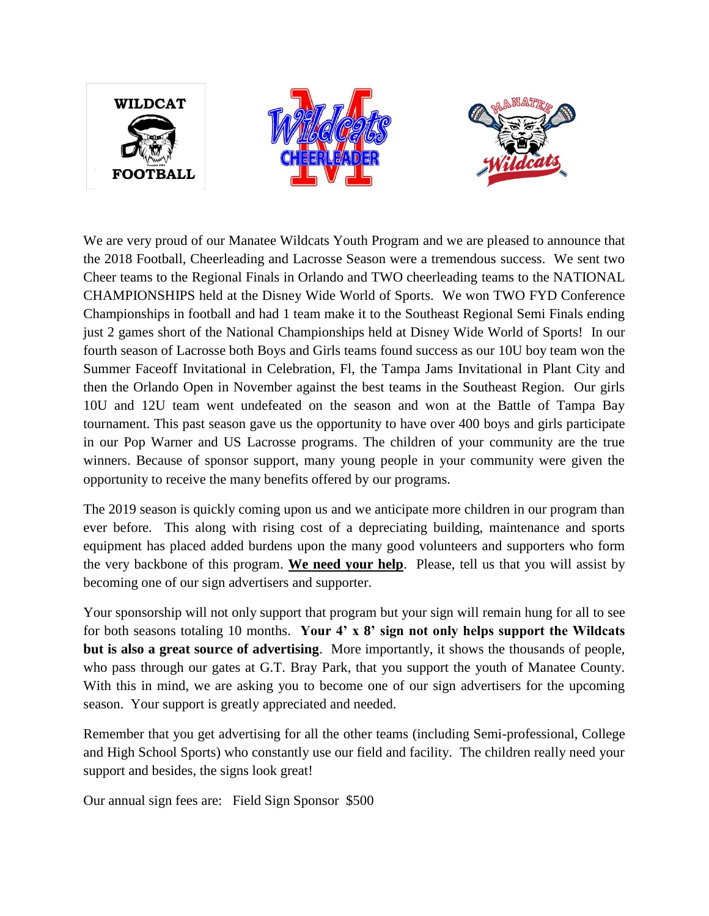WILDCAT FOOTBALL

Wildcats CHEERLEADER

MANATEE Wildcats

We are very proud of our Manatee Wildcats Youth Program and we are pleased to announce that the 2018 Football, Cheerleading and Lacrosse Season were a tremendous success. We sent two Cheer teams to the Regional Finals in Orlando and TWO cheerleading teams to the NATIONAL CHAMPIONSHIPS held at the Disney Wide World of Sports. We won TWO FYD Conference Championships in football and had 1 team make it to the Southeast Regional Semi Finals ending just 2 games short of the National Championships held at Disney Wide World of Sports! In our fourth season of Lacrosse both Boys and Girls teams found success as our 10U boy team won the Summer Faceoff Invitational in Celebration, Fl, the Tampa Jams Invitational in Plant City and then the Orlando Open in November against the best teams in the Southeast Region. Our girls 10U and 12U team went undefeated on the season and won at the Battle of Tampa Bay tournament. This past season gave us the opportunity to have over 400 boys and girls participate in our Pop Warner and US Lacrosse programs. The children of your community are the true winners. Because of sponsor support, many young people in your community were given the opportunity to receive the many benefits offered by our programs.

The 2019 season is quickly coming upon us and we anticipate more children in our program than ever before. This along with rising cost of a depreciating building, maintenance and sports equipment has placed added burdens upon the many good volunteers and supporters who form the very backbone of this program. **We need your help**. Please, tell us that you will assist by becoming one of our sign advertisers and supporter.

Your sponsorship will not only support that program but your sign will remain hung for all to see for both seasons totaling 10 months. **Your 4' x 8' sign not only helps support the Wildcats but is also a great source of advertising**. More importantly, it shows the thousands of people, who pass through our gates at G.T. Bray Park, that you support the youth of Manatee County. With this in mind, we are asking you to become one of our sign advertisers for the upcoming season. Your support is greatly appreciated and needed.

Remember that you get advertising for all the other teams (including Semi-professional, College and High School Sports) who constantly use our field and facility. The children really need your support and besides, the signs look great!

Our annual sign fees are: Field Sign Sponsor $500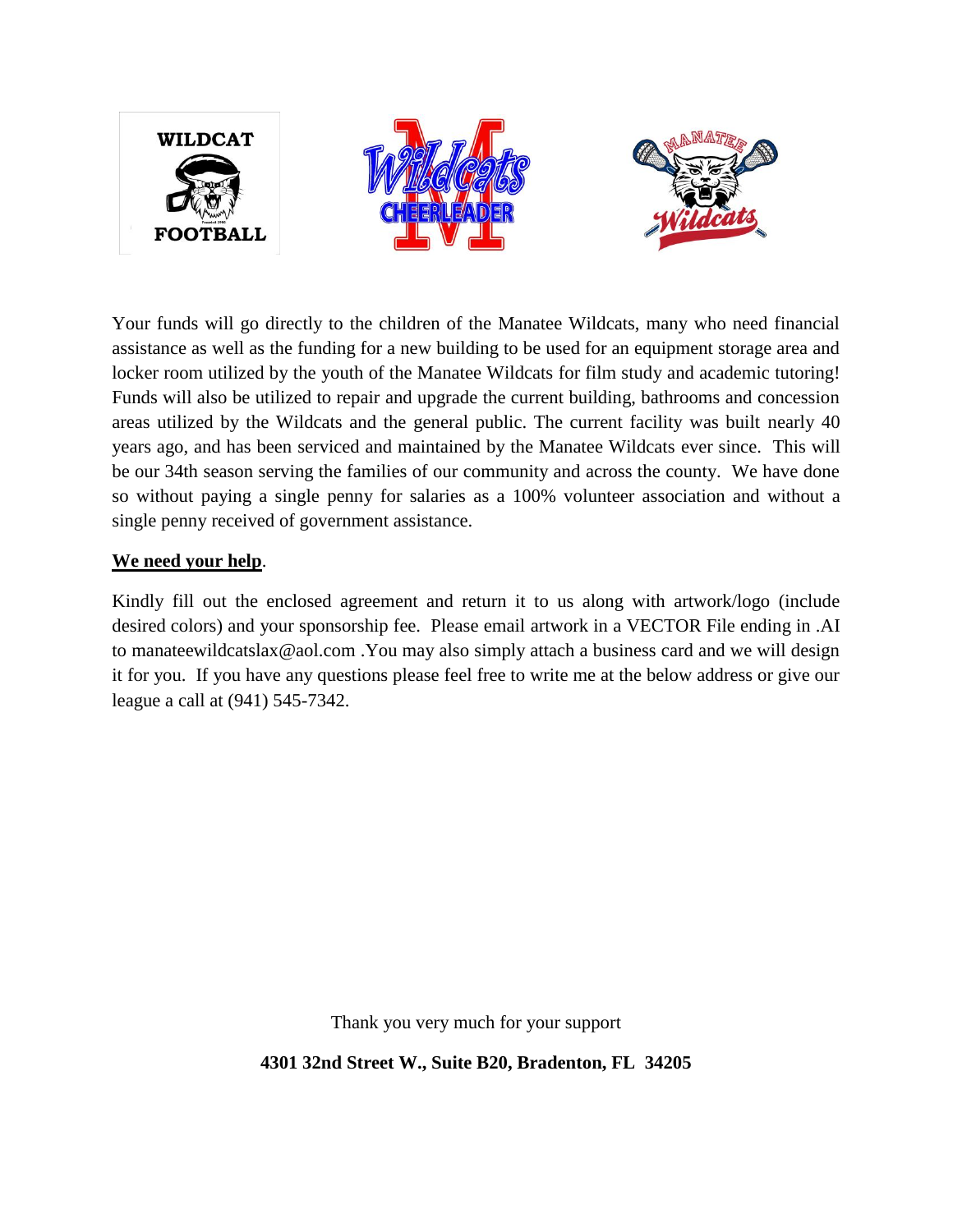Your funds will go directly to the children of the Manatee Wildcats, many who need financial assistance as well as the funding for a new building to be used for an equipment storage area and locker room utilized by the youth of the Manatee Wildcats for film study and academic tutoring! Funds will also be utilized to repair and upgrade the current building, bathrooms and concession areas utilized by the Wildcats and the general public. The current facility was built nearly 40 years ago, and has been serviced and maintained by the Manatee Wildcats ever since. This will be our 34th season serving the families of our community and across the county. We have done so without paying a single penny for salaries as a 100% volunteer association and without a single penny received of government assistance.

**We need your help**.

Kindly fill out the enclosed agreement and return it to us along with artwork/logo (include desired colors) and your sponsorship fee. Please email artwork in a VECTOR File ending in .AI to manateewildcatslax@aol.com .You may also simply attach a business card and we will design it for you. If you have any questions please feel free to write me at the below address or give our league a call at (941) 545-7342.

Thank you very much for your support

**4301 32nd Street W., Suite B20, Bradenton, FL 34205**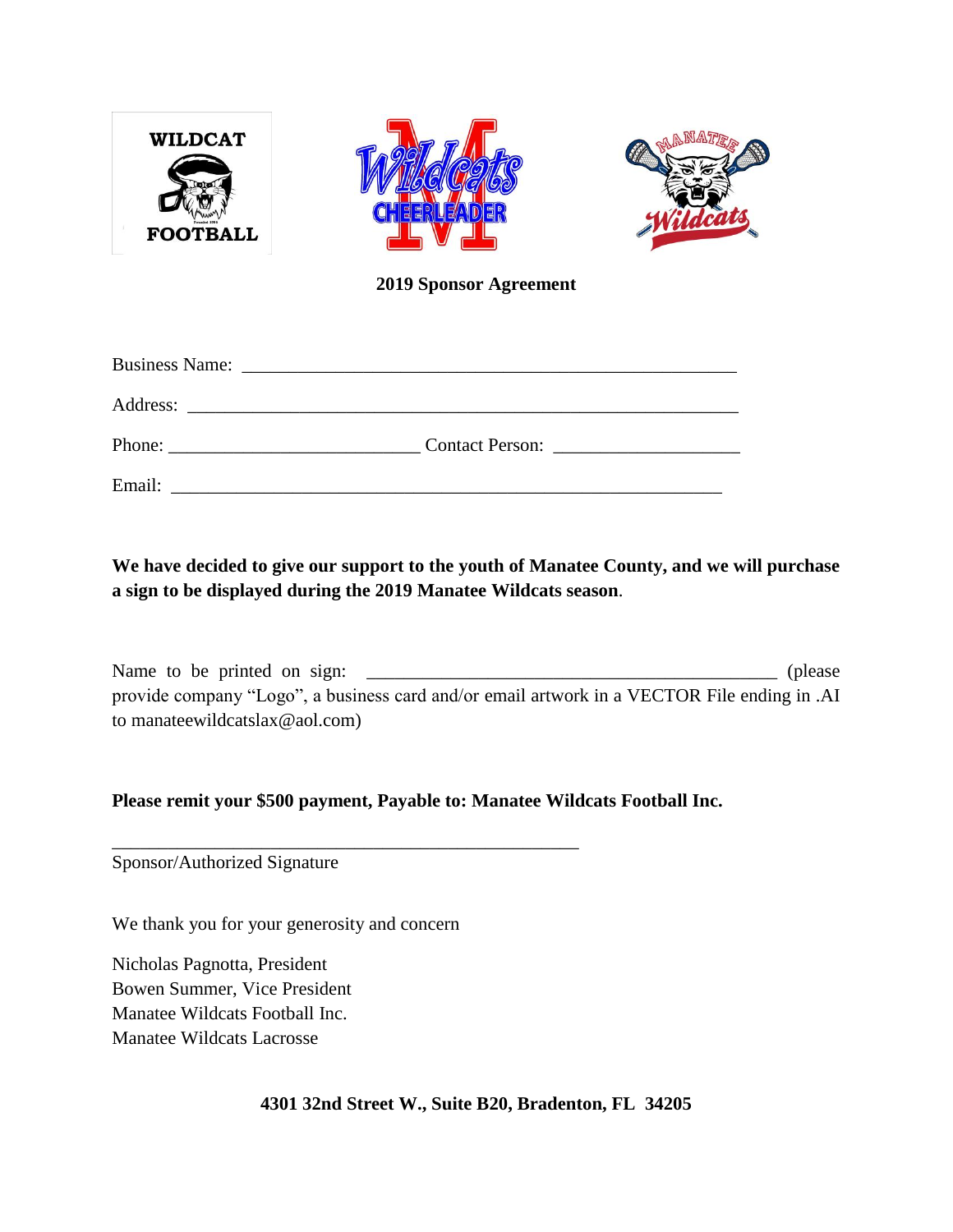**2019 Sponsor Agreement**

Business Name: ______________________________________________________

Address: ____________________________________________________________

Phone: ___________________________ Contact Person: ____________________

Email: ____________________________________________________________

**We have decided to give our support to the youth of Manatee County, and we will purchase a sign to be displayed during the 2019 Manatee Wildcats season**.

Name to be printed on sign: _____________________________________________ (please provide company "Logo", a business card and/or email artwork in a VECTOR File ending in .AI to manateewildcatslax@aol.com)

**Please remit your $500 payment, Payable to: Manatee Wildcats Football Inc.**

___________________________________________________

Sponsor/Authorized Signature

We thank you for your generosity and concern

Nicholas Pagnotta, President
Bowen Summer, Vice President
Manatee Wildcats Football Inc.
Manatee Wildcats Lacrosse

**4301 32nd Street W., Suite B20, Bradenton, FL 34205**